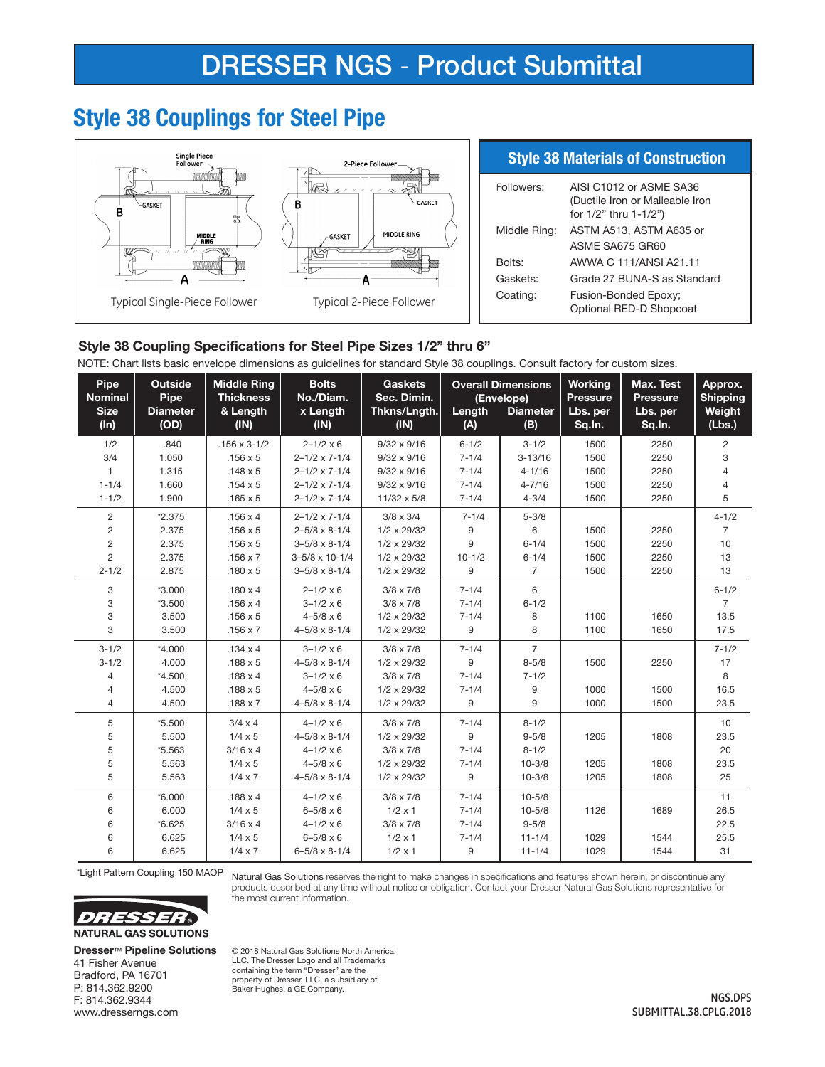# DRESSER NGS - Product Submittal

## Style 38 Couplings for Steel Pipe

Typical Single-Piece Follower

Typical 2-Piece Follower

### Style 38 Materials of Construction

| | |
|---|---|
| Followers: | AISI C1012 or ASME SA36 (Ductile Iron or Malleable Iron for 1/2" thru 1-1/2") |
| Middle Ring: | ASTM A513, ASTM A635 or ASME SA675 GR60 |
| Bolts: | AWWA C 111/ANSI A21.11 |
| Gaskets: | Grade 27 BUNA-S as Standard |
| Coating: | Fusion-Bonded Epoxy; Optional RED-D Shopcoat |

### Style 38 Coupling Specifications for Steel Pipe Sizes 1/2" thru 6"

NOTE: Chart lists basic envelope dimensions as guidelines for standard Style 38 couplings. Consult factory for custom sizes.

| Pipe Nominal Size (In) | Outside Pipe Diameter (OD) | Middle Ring Thickness & Length (IN) | Bolts No./Diam. x Length (IN) | Gaskets Sec. Dimin. Thkns/Lngth. (IN) | Overall Dimensions (Envelope) Length (A) | Overall Dimensions (Envelope) Diameter (B) | Working Pressure Lbs. per Sq.In. | Max. Test Pressure Lbs. per Sq.In. | Approx. Shipping Weight (Lbs.) |
|---|---|---|---|---|---|---|---|---|---|
| 1/2 | .840 | .156 x 3-1/2 | 2–1/2 x 6 | 9/32 x 9/16 | 6-1/2 | 3-1/2 | 1500 | 2250 | 2 |
| 3/4 | 1.050 | .156 x 5 | 2–1/2 x 7-1/4 | 9/32 x 9/16 | 7-1/4 | 3-13/16 | 1500 | 2250 | 3 |
| 1 | 1.315 | .148 x 5 | 2–1/2 x 7-1/4 | 9/32 x 9/16 | 7-1/4 | 4-1/16 | 1500 | 2250 | 4 |
| 1-1/4 | 1.660 | .154 x 5 | 2–1/2 x 7-1/4 | 9/32 x 9/16 | 7-1/4 | 4-7/16 | 1500 | 2250 | 4 |
| 1-1/2 | 1.900 | .165 x 5 | 2–1/2 x 7-1/4 | 11/32 x 5/8 | 7-1/4 | 4-3/4 | 1500 | 2250 | 5 |
| 2 | *2.375 | .156 x 4 | 2–1/2 x 7-1/4 | 3/8 x 3/4 | 7-1/4 | 5-3/8 | | | 4-1/2 |
| 2 | 2.375 | .156 x 5 | 2–5/8 x 8-1/4 | 1/2 x 29/32 | 9 | 6 | 1500 | 2250 | 7 |
| 2 | 2.375 | .156 x 5 | 3–5/8 x 8-1/4 | 1/2 x 29/32 | 9 | 6-1/4 | 1500 | 2250 | 10 |
| 2 | 2.375 | .156 x 7 | 3–5/8 x 10-1/4 | 1/2 x 29/32 | 10-1/2 | 6-1/4 | 1500 | 2250 | 13 |
| 2-1/2 | 2.875 | .180 x 5 | 3–5/8 x 8-1/4 | 1/2 x 29/32 | 9 | 7 | 1500 | 2250 | 13 |
| 3 | *3.000 | .180 x 4 | 2–1/2 x 6 | 3/8 x 7/8 | 7-1/4 | 6 | | | 6-1/2 |
| 3 | *3.500 | .156 x 4 | 3–1/2 x 6 | 3/8 x 7/8 | 7-1/4 | 6-1/2 | | | 7 |
| 3 | 3.500 | .156 x 5 | 4–5/8 x 6 | 1/2 x 29/32 | 7-1/4 | 8 | 1100 | 1650 | 13.5 |
| 3 | 3.500 | .156 x 7 | 4–5/8 x 8-1/4 | 1/2 x 29/32 | 9 | 8 | 1100 | 1650 | 17.5 |
| 3-1/2 | *4.000 | .134 x 4 | 3–1/2 x 6 | 3/8 x 7/8 | 7-1/4 | 7 | | | 7-1/2 |
| 3-1/2 | 4.000 | .188 x 5 | 4–5/8 x 8-1/4 | 1/2 x 29/32 | 9 | 8-5/8 | 1500 | 2250 | 17 |
| 4 | *4.500 | .188 x 4 | 3–1/2 x 6 | 3/8 x 7/8 | 7-1/4 | 7-1/2 | | | 8 |
| 4 | 4.500 | .188 x 5 | 4–5/8 x 6 | 1/2 x 29/32 | 7-1/4 | 9 | 1000 | 1500 | 16.5 |
| 4 | 4.500 | .188 x 7 | 4–5/8 x 8-1/4 | 1/2 x 29/32 | 9 | 9 | 1000 | 1500 | 23.5 |
| 5 | *5.500 | 3/4 x 4 | 4–1/2 x 6 | 3/8 x 7/8 | 7-1/4 | 8-1/2 | | | 10 |
| 5 | 5.500 | 1/4 x 5 | 4–5/8 x 8-1/4 | 1/2 x 29/32 | 9 | 9-5/8 | 1205 | 1808 | 23.5 |
| 5 | *5.563 | 3/16 x 4 | 4–1/2 x 6 | 3/8 x 7/8 | 7-1/4 | 8-1/2 | | | 20 |
| 5 | 5.563 | 1/4 x 5 | 4–5/8 x 6 | 1/2 x 29/32 | 7-1/4 | 10-3/8 | 1205 | 1808 | 23.5 |
| 5 | 5.563 | 1/4 x 7 | 4–5/8 x 8-1/4 | 1/2 x 29/32 | 9 | 10-3/8 | 1205 | 1808 | 25 |
| 6 | *6.000 | .188 x 4 | 4–1/2 x 6 | 3/8 x 7/8 | 7-1/4 | 10-5/8 | | | 11 |
| 6 | 6.000 | 1/4 x 5 | 6–5/8 x 6 | 1/2 x 1 | 7-1/4 | 10-5/8 | 1126 | 1689 | 26.5 |
| 6 | *6.625 | 3/16 x 4 | 4–1/2 x 6 | 3/8 x 7/8 | 7-1/4 | 9-5/8 | | | 22.5 |
| 6 | 6.625 | 1/4 x 5 | 6–5/8 x 6 | 1/2 x 1 | 7-1/4 | 11-1/4 | 1029 | 1544 | 25.5 |
| 6 | 6.625 | 1/4 x 7 | 6–5/8 x 8-1/4 | 1/2 x 1 | 9 | 11-1/4 | 1029 | 1544 | 31 |

*Light Pattern Coupling 150 MAOP

Natural Gas Solutions reserves the right to make changes in specifications and features shown herein, or discontinue any products described at any time without notice or obligation. Contact your Dresser Natural Gas Solutions representative for the most current information.

DRESSER NATURAL GAS SOLUTIONS

**Dresser™ Pipeline Solutions**
41 Fisher Avenue
Bradford, PA 16701
P: 814.362.9200
F: 814.362.9344
www.dresserngs.com

© 2018 Natural Gas Solutions North America, LLC. The Dresser Logo and all Trademarks containing the term "Dresser" are the property of Dresser, LLC, a subsidiary of Baker Hughes, a GE Company.

NGS.DPS
SUBMITTAL.38.CPLG.2018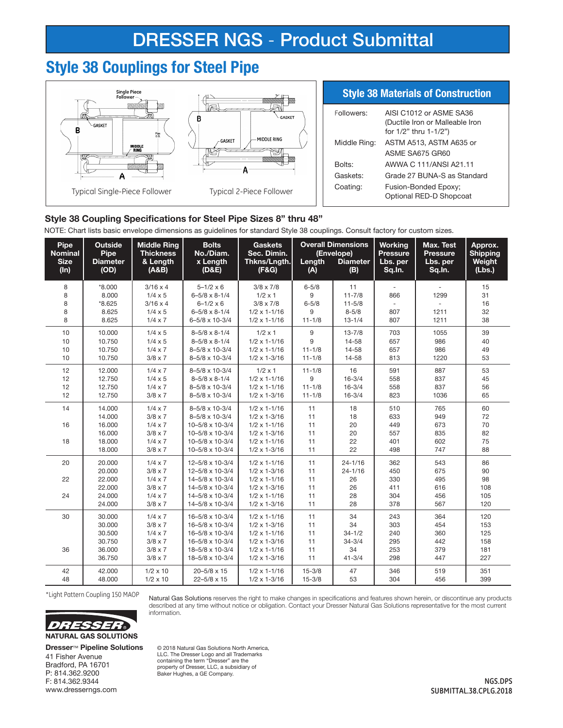# DRESSER NGS - Product Submittal

## Style 38 Couplings for Steel Pipe

Single Piece Follower

GASKET

B

Pipe O.D.

MIDDLE RING

A

Typical Single-Piece Follower

B

GASKET

GASKET

MIDDLE RING

A

Typical 2-Piece Follower

### Style 38 Materials of Construction

| | |
|---|---|
| Followers: | AISI C1012 or ASME SA36 (Ductile Iron or Malleable Iron for 1/2" thru 1-1/2") |
| Middle Ring: | ASTM A513, ASTM A635 or ASME SA675 GR60 |
| Bolts: | AWWA C 111/ANSI A21.11 |
| Gaskets: | Grade 27 BUNA-S as Standard |
| Coating: | Fusion-Bonded Epoxy; Optional RED-D Shopcoat |

### Style 38 Coupling Specifications for Steel Pipe Sizes 8" thru 48"

NOTE: Chart lists basic envelope dimensions as guidelines for standard Style 38 couplings. Consult factory for custom sizes.

| Pipe Nominal Size (In) | Outside Pipe Diameter (OD) | Middle Ring Thickness & Length (A&B) | Bolts No./Diam. x Length (D&E) | Gaskets Sec. Dimin. Thkns/Lngth. (F&G) | Overall Dimensions (Envelope) Length (A) | Diameter (B) | Working Pressure Lbs. per Sq.In. | Max. Test Pressure Lbs. per Sq.In. | Approx. Shipping Weight (Lbs.) |
|---|---|---|---|---|---|---|---|---|---|
| 8 | *8.000 | 3/16 x 4 | 5–1/2 x 6 | 3/8 x 7/8 | 6-5/8 | 11 | - | - | 15 |
| 8 | 8.000 | 1/4 x 5 | 6–5/8 x 8-1/4 | 1/2 x 1 | 9 | 11-7/8 | 866 | 1299 | 31 |
| 8 | *8.625 | 3/16 x 4 | 6–1/2 x 6 | 3/8 x 7/8 | 6-5/8 | 11-5/8 | - | - | 16 |
| 8 | 8.625 | 1/4 x 5 | 6–5/8 x 8-1/4 | 1/2 x 1-1/16 | 9 | 8-5/8 | 807 | 1211 | 32 |
| 8 | 8.625 | 1/4 x 7 | 6–5/8 x 10-3/4 | 1/2 x 1-1/16 | 11-1/8 | 13-1/4 | 807 | 1211 | 38 |
| 10 | 10.000 | 1/4 x 5 | 8–5/8 x 8-1/4 | 1/2 x 1 | 9 | 13-7/8 | 703 | 1055 | 39 |
| 10 | 10.750 | 1/4 x 5 | 8–5/8 x 8-1/4 | 1/2 x 1-1/16 | 9 | 14-58 | 657 | 986 | 40 |
| 10 | 10.750 | 1/4 x 7 | 8–5/8 x 10-3/4 | 1/2 x 1-1/16 | 11-1/8 | 14-58 | 657 | 986 | 49 |
| 10 | 10.750 | 3/8 x 7 | 8–5/8 x 10-3/4 | 1/2 x 1-3/16 | 11-1/8 | 14-58 | 813 | 1220 | 53 |
| 12 | 12.000 | 1/4 x 7 | 8–5/8 x 10-3/4 | 1/2 x 1 | 11-1/8 | 16 | 591 | 887 | 53 |
| 12 | 12.750 | 1/4 x 5 | 8–5/8 x 8-1/4 | 1/2 x 1-1/16 | 9 | 16-3/4 | 558 | 837 | 45 |
| 12 | 12.750 | 1/4 x 7 | 8–5/8 x 10-3/4 | 1/2 x 1-1/16 | 11-1/8 | 16-3/4 | 558 | 837 | 56 |
| 12 | 12.750 | 3/8 x 7 | 8–5/8 x 10-3/4 | 1/2 x 1-3/16 | 11-1/8 | 16-3/4 | 823 | 1036 | 65 |
| 14 | 14.000 | 1/4 x 7 | 8–5/8 x 10-3/4 | 1/2 x 1-1/16 | 11 | 18 | 510 | 765 | 60 |
| | 14.000 | 3/8 x 7 | 8–5/8 x 10-3/4 | 1/2 x 1-3/16 | 11 | 18 | 633 | 949 | 72 |
| 16 | 16.000 | 1/4 x 7 | 10–5/8 x 10-3/4 | 1/2 x 1-1/16 | 11 | 20 | 449 | 673 | 70 |
| | 16.000 | 3/8 x 7 | 10–5/8 x 10-3/4 | 1/2 x 1-3/16 | 11 | 20 | 557 | 835 | 82 |
| 18 | 18.000 | 1/4 x 7 | 10–5/8 x 10-3/4 | 1/2 x 1-1/16 | 11 | 22 | 401 | 602 | 75 |
| | 18.000 | 3/8 x 7 | 10–5/8 x 10-3/4 | 1/2 x 1-3/16 | 11 | 22 | 498 | 747 | 88 |
| 20 | 20.000 | 1/4 x 7 | 12–5/8 x 10-3/4 | 1/2 x 1-1/16 | 11 | 24-1/16 | 362 | 543 | 86 |
| | 20.000 | 3/8 x 7 | 12–5/8 x 10-3/4 | 1/2 x 1-3/16 | 11 | 24-1/16 | 450 | 675 | 90 |
| 22 | 22.000 | 1/4 x 7 | 14–5/8 x 10-3/4 | 1/2 x 1-1/16 | 11 | 26 | 330 | 495 | 98 |
| | 22.000 | 3/8 x 7 | 14–5/8 x 10-3/4 | 1/2 x 1-3/16 | 11 | 26 | 411 | 616 | 108 |
| 24 | 24.000 | 1/4 x 7 | 14–5/8 x 10-3/4 | 1/2 x 1-1/16 | 11 | 28 | 304 | 456 | 105 |
| | 24.000 | 3/8 x 7 | 14–5/8 x 10-3/4 | 1/2 x 1-3/16 | 11 | 28 | 378 | 567 | 120 |
| 30 | 30.000 | 1/4 x 7 | 16–5/8 x 10-3/4 | 1/2 x 1-1/16 | 11 | 34 | 243 | 364 | 120 |
| | 30.000 | 3/8 x 7 | 16–5/8 x 10-3/4 | 1/2 x 1-3/16 | 11 | 34 | 303 | 454 | 153 |
| | 30.500 | 1/4 x 7 | 16–5/8 x 10-3/4 | 1/2 x 1-1/16 | 11 | 34-1/2 | 240 | 360 | 125 |
| | 30.750 | 3/8 x 7 | 16–5/8 x 10-3/4 | 1/2 x 1-3/16 | 11 | 34-3/4 | 295 | 442 | 158 |
| 36 | 36.000 | 3/8 x 7 | 18–5/8 x 10-3/4 | 1/2 x 1-1/16 | 11 | 34 | 253 | 379 | 181 |
| | 36.750 | 3/8 x 7 | 18–5/8 x 10-3/4 | 1/2 x 1-3/16 | 11 | 41-3/4 | 298 | 447 | 227 |
| 42 | 42.000 | 1/2 x 10 | 20–5/8 x 15 | 1/2 x 1-1/16 | 15-3/8 | 47 | 346 | 519 | 351 |
| 48 | 48.000 | 1/2 x 10 | 22–5/8 x 15 | 1/2 x 1-3/16 | 15-3/8 | 53 | 304 | 456 | 399 |

*Light Pattern Coupling 150 MAOP

Natural Gas Solutions reserves the right to make changes in specifications and features shown herein, or discontinue any products described at any time without notice or obligation. Contact your Dresser Natural Gas Solutions representative for the most current information.

DRESSER® NATURAL GAS SOLUTIONS

**Dresser™ Pipeline Solutions**
41 Fisher Avenue
Bradford, PA 16701
P: 814.362.9200
F: 814.362.9344
www.dresserngs.com

© 2018 Natural Gas Solutions North America, LLC. The Dresser Logo and all Trademarks containing the term "Dresser" are the property of Dresser, LLC, a subsidiary of Baker Hughes, a GE Company.

NGS.DPS
SUBMITTAL.38.CPLG.2018